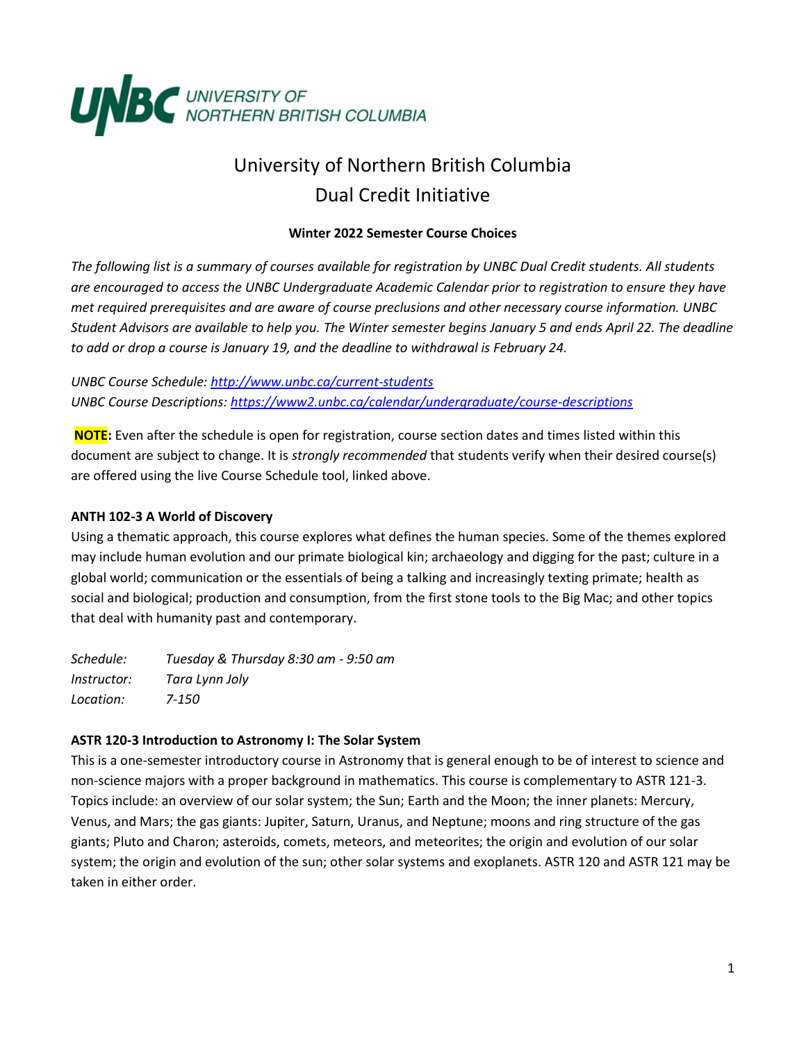# University of Northern British Columbia
# Dual Credit Initiative

**Winter 2022 Semester Course Choices**

*The following list is a summary of courses available for registration by UNBC Dual Credit students. All students are encouraged to access the UNBC Undergraduate Academic Calendar prior to registration to ensure they have met required prerequisites and are aware of course preclusions and other necessary course information. UNBC Student Advisors are available to help you. The Winter semester begins January 5 and ends April 22. The deadline to add or drop a course is January 19, and the deadline to withdrawal is February 24.*

*UNBC Course Schedule: [http://www.unbc.ca/current-students](http://www.unbc.ca/current-students)*
*UNBC Course Descriptions: [https://www2.unbc.ca/calendar/undergraduate/course-descriptions](https://www2.unbc.ca/calendar/undergraduate/course-descriptions)*

**NOTE:** Even after the schedule is open for registration, course section dates and times listed within this document are subject to change. It is *strongly recommended* that students verify when their desired course(s) are offered using the live Course Schedule tool, linked above.

### ANTH 102-3 A World of Discovery

Using a thematic approach, this course explores what defines the human species. Some of the themes explored may include human evolution and our primate biological kin; archaeology and digging for the past; culture in a global world; communication or the essentials of being a talking and increasingly texting primate; health as social and biological; production and consumption, from the first stone tools to the Big Mac; and other topics that deal with humanity past and contemporary.

*Schedule:* *Tuesday & Thursday 8:30 am - 9:50 am*
*Instructor:* *Tara Lynn Joly*
*Location:* *7-150*

### ASTR 120-3 Introduction to Astronomy I: The Solar System

This is a one-semester introductory course in Astronomy that is general enough to be of interest to science and non-science majors with a proper background in mathematics. This course is complementary to ASTR 121-3. Topics include: an overview of our solar system; the Sun; Earth and the Moon; the inner planets: Mercury, Venus, and Mars; the gas giants: Jupiter, Saturn, Uranus, and Neptune; moons and ring structure of the gas giants; Pluto and Charon; asteroids, comets, meteors, and meteorites; the origin and evolution of our solar system; the origin and evolution of the sun; other solar systems and exoplanets. ASTR 120 and ASTR 121 may be taken in either order.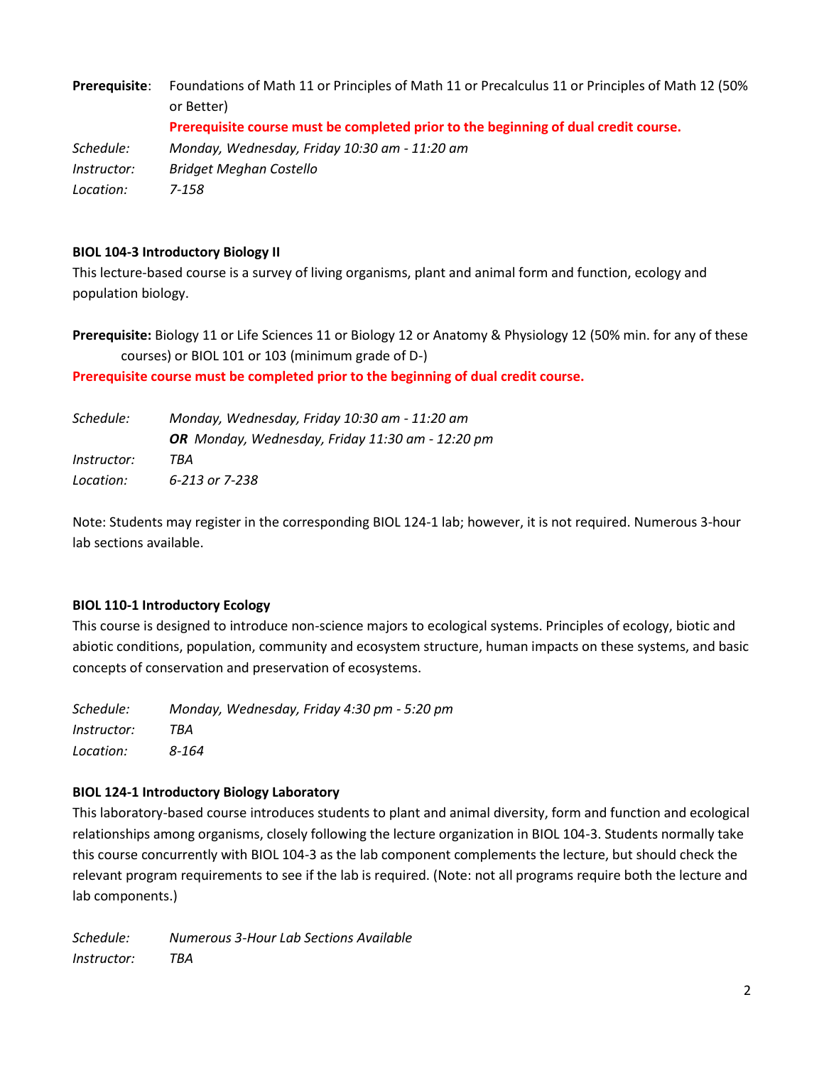**Prerequisite**: Foundations of Math 11 or Principles of Math 11 or Precalculus 11 or Principles of Math 12 (50% or Better)

**Prerequisite course must be completed prior to the beginning of dual credit course.**

*Schedule:* *Monday, Wednesday, Friday 10:30 am - 11:20 am*
*Instructor:* *Bridget Meghan Costello*
*Location:* *7-158*

### BIOL 104-3 Introductory Biology II

This lecture-based course is a survey of living organisms, plant and animal form and function, ecology and population biology.

**Prerequisite:** Biology 11 or Life Sciences 11 or Biology 12 or Anatomy & Physiology 12 (50% min. for any of these courses) or BIOL 101 or 103 (minimum grade of D-)

**Prerequisite course must be completed prior to the beginning of dual credit course.**

*Schedule:* *Monday, Wednesday, Friday 10:30 am - 11:20 am*
***OR*** *Monday, Wednesday, Friday 11:30 am - 12:20 pm*
*Instructor:* *TBA*
*Location:* *6-213 or 7-238*

Note: Students may register in the corresponding BIOL 124-1 lab; however, it is not required. Numerous 3-hour lab sections available.

### BIOL 110-1 Introductory Ecology

This course is designed to introduce non-science majors to ecological systems. Principles of ecology, biotic and abiotic conditions, population, community and ecosystem structure, human impacts on these systems, and basic concepts of conservation and preservation of ecosystems.

*Schedule:* *Monday, Wednesday, Friday 4:30 pm - 5:20 pm*
*Instructor:* *TBA*
*Location:* *8-164*

### BIOL 124-1 Introductory Biology Laboratory

This laboratory-based course introduces students to plant and animal diversity, form and function and ecological relationships among organisms, closely following the lecture organization in BIOL 104-3. Students normally take this course concurrently with BIOL 104-3 as the lab component complements the lecture, but should check the relevant program requirements to see if the lab is required. (Note: not all programs require both the lecture and lab components.)

*Schedule:* *Numerous 3-Hour Lab Sections Available*
*Instructor:* *TBA*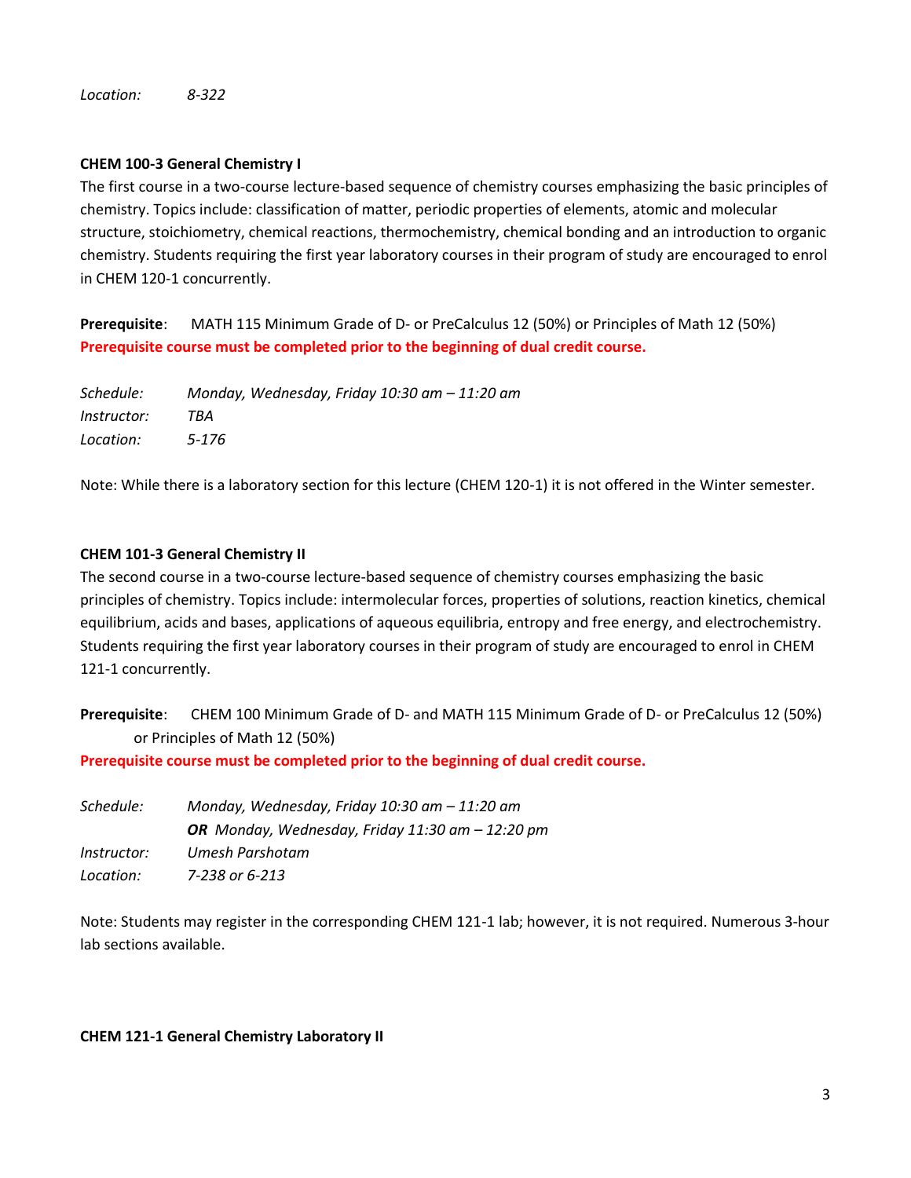*Location:* *8-322*

**CHEM 100-3 General Chemistry I**

The first course in a two-course lecture-based sequence of chemistry courses emphasizing the basic principles of chemistry. Topics include: classification of matter, periodic properties of elements, atomic and molecular structure, stoichiometry, chemical reactions, thermochemistry, chemical bonding and an introduction to organic chemistry. Students requiring the first year laboratory courses in their program of study are encouraged to enrol in CHEM 120-1 concurrently.

**Prerequisite**: MATH 115 Minimum Grade of D- or PreCalculus 12 (50%) or Principles of Math 12 (50%)

**Prerequisite course must be completed prior to the beginning of dual credit course.**

*Schedule:* *Monday, Wednesday, Friday 10:30 am – 11:20 am*
*Instructor:* *TBA*
*Location:* *5-176*

Note: While there is a laboratory section for this lecture (CHEM 120-1) it is not offered in the Winter semester.

**CHEM 101-3 General Chemistry II**

The second course in a two-course lecture-based sequence of chemistry courses emphasizing the basic principles of chemistry. Topics include: intermolecular forces, properties of solutions, reaction kinetics, chemical equilibrium, acids and bases, applications of aqueous equilibria, entropy and free energy, and electrochemistry. Students requiring the first year laboratory courses in their program of study are encouraged to enrol in CHEM 121-1 concurrently.

**Prerequisite**: CHEM 100 Minimum Grade of D- and MATH 115 Minimum Grade of D- or PreCalculus 12 (50%) or Principles of Math 12 (50%)

**Prerequisite course must be completed prior to the beginning of dual credit course.**

*Schedule:* *Monday, Wednesday, Friday 10:30 am – 11:20 am*
***OR*** *Monday, Wednesday, Friday 11:30 am – 12:20 pm*
*Instructor:* *Umesh Parshotam*
*Location:* *7-238 or 6-213*

Note: Students may register in the corresponding CHEM 121-1 lab; however, it is not required. Numerous 3-hour lab sections available.

**CHEM 121-1 General Chemistry Laboratory II**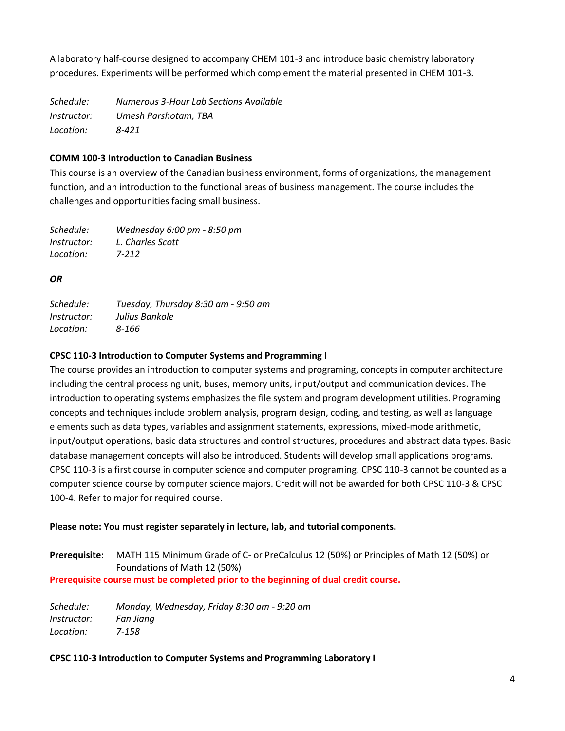A laboratory half-course designed to accompany CHEM 101-3 and introduce basic chemistry laboratory procedures. Experiments will be performed which complement the material presented in CHEM 101-3.

*Schedule:* *Numerous 3-Hour Lab Sections Available*
*Instructor:* *Umesh Parshotam, TBA*
*Location:* *8-421*

**COMM 100-3 Introduction to Canadian Business**

This course is an overview of the Canadian business environment, forms of organizations, the management function, and an introduction to the functional areas of business management. The course includes the challenges and opportunities facing small business.

*Schedule:* *Wednesday 6:00 pm - 8:50 pm*
*Instructor:* *L. Charles Scott*
*Location:* *7-212*

***OR***

*Schedule:* *Tuesday, Thursday 8:30 am - 9:50 am*
*Instructor:* *Julius Bankole*
*Location:* *8-166*

**CPSC 110-3 Introduction to Computer Systems and Programming I**

The course provides an introduction to computer systems and programing, concepts in computer architecture including the central processing unit, buses, memory units, input/output and communication devices. The introduction to operating systems emphasizes the file system and program development utilities. Programing concepts and techniques include problem analysis, program design, coding, and testing, as well as language elements such as data types, variables and assignment statements, expressions, mixed-mode arithmetic, input/output operations, basic data structures and control structures, procedures and abstract data types. Basic database management concepts will also be introduced. Students will develop small applications programs. CPSC 110-3 is a first course in computer science and computer programing. CPSC 110-3 cannot be counted as a computer science course by computer science majors. Credit will not be awarded for both CPSC 110-3 & CPSC 100-4. Refer to major for required course.

**Please note: You must register separately in lecture, lab, and tutorial components.**

**Prerequisite:** MATH 115 Minimum Grade of C- or PreCalculus 12 (50%) or Principles of Math 12 (50%) or Foundations of Math 12 (50%)

**Prerequisite course must be completed prior to the beginning of dual credit course.**

*Schedule:* *Monday, Wednesday, Friday 8:30 am - 9:20 am*
*Instructor:* *Fan Jiang*
*Location:* *7-158*

**CPSC 110-3 Introduction to Computer Systems and Programming Laboratory I**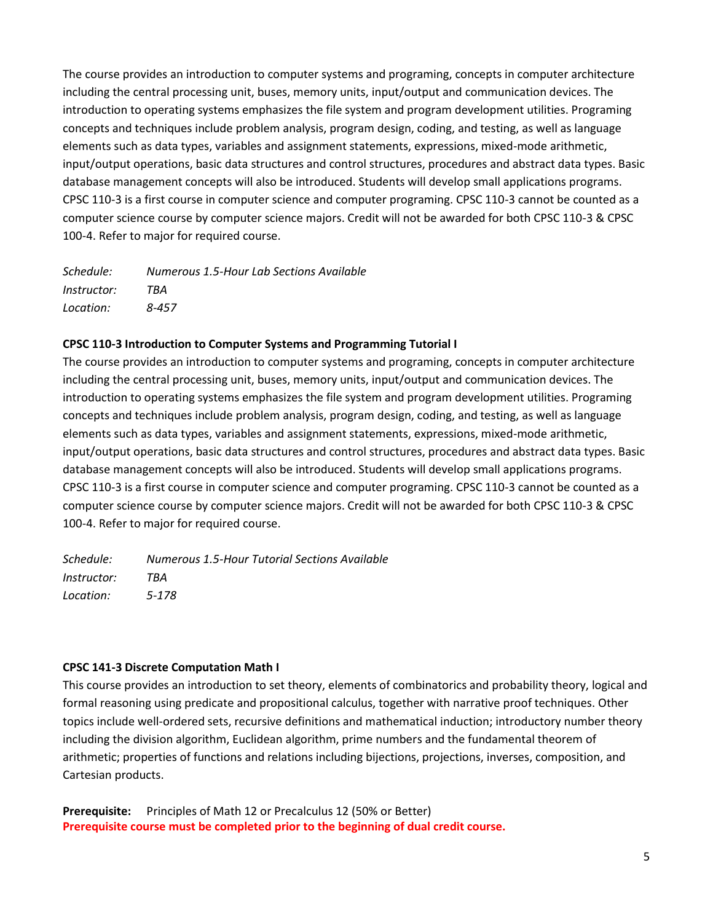The course provides an introduction to computer systems and programing, concepts in computer architecture including the central processing unit, buses, memory units, input/output and communication devices. The introduction to operating systems emphasizes the file system and program development utilities. Programing concepts and techniques include problem analysis, program design, coding, and testing, as well as language elements such as data types, variables and assignment statements, expressions, mixed-mode arithmetic, input/output operations, basic data structures and control structures, procedures and abstract data types. Basic database management concepts will also be introduced. Students will develop small applications programs. CPSC 110-3 is a first course in computer science and computer programing. CPSC 110-3 cannot be counted as a computer science course by computer science majors. Credit will not be awarded for both CPSC 110-3 & CPSC 100-4. Refer to major for required course.

*Schedule:* *Numerous 1.5-Hour Lab Sections Available*
*Instructor:* *TBA*
*Location:* *8-457*

**CPSC 110-3 Introduction to Computer Systems and Programming Tutorial I**

The course provides an introduction to computer systems and programing, concepts in computer architecture including the central processing unit, buses, memory units, input/output and communication devices. The introduction to operating systems emphasizes the file system and program development utilities. Programing concepts and techniques include problem analysis, program design, coding, and testing, as well as language elements such as data types, variables and assignment statements, expressions, mixed-mode arithmetic, input/output operations, basic data structures and control structures, procedures and abstract data types. Basic database management concepts will also be introduced. Students will develop small applications programs. CPSC 110-3 is a first course in computer science and computer programing. CPSC 110-3 cannot be counted as a computer science course by computer science majors. Credit will not be awarded for both CPSC 110-3 & CPSC 100-4. Refer to major for required course.

*Schedule:* *Numerous 1.5-Hour Tutorial Sections Available*
*Instructor:* *TBA*
*Location:* *5-178*

**CPSC 141-3 Discrete Computation Math I**

This course provides an introduction to set theory, elements of combinatorics and probability theory, logical and formal reasoning using predicate and propositional calculus, together with narrative proof techniques. Other topics include well-ordered sets, recursive definitions and mathematical induction; introductory number theory including the division algorithm, Euclidean algorithm, prime numbers and the fundamental theorem of arithmetic; properties of functions and relations including bijections, projections, inverses, composition, and Cartesian products.

**Prerequisite:** Principles of Math 12 or Precalculus 12 (50% or Better)
**Prerequisite course must be completed prior to the beginning of dual credit course.**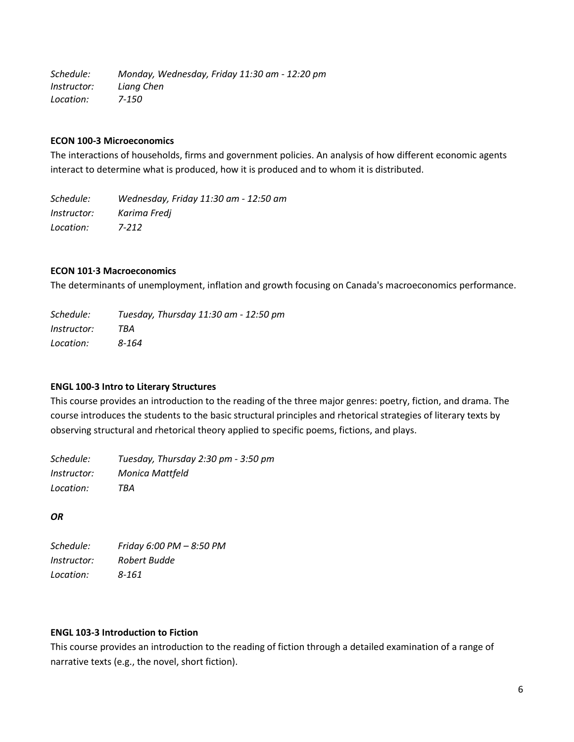*Schedule:* *Monday, Wednesday, Friday 11:30 am - 12:20 pm*
*Instructor:* *Liang Chen*
*Location:* *7-150*

**ECON 100-3 Microeconomics**

The interactions of households, firms and government policies. An analysis of how different economic agents interact to determine what is produced, how it is produced and to whom it is distributed.

*Schedule:* *Wednesday, Friday 11:30 am - 12:50 am*
*Instructor:* *Karima Fredj*
*Location:* *7-212*

**ECON 101·3 Macroeconomics**

The determinants of unemployment, inflation and growth focusing on Canada's macroeconomics performance.

*Schedule:* *Tuesday, Thursday 11:30 am - 12:50 pm*
*Instructor:* *TBA*
*Location:* *8-164*

**ENGL 100-3 Intro to Literary Structures**

This course provides an introduction to the reading of the three major genres: poetry, fiction, and drama. The course introduces the students to the basic structural principles and rhetorical strategies of literary texts by observing structural and rhetorical theory applied to specific poems, fictions, and plays.

*Schedule:* *Tuesday, Thursday 2:30 pm - 3:50 pm*
*Instructor:* *Monica Mattfeld*
*Location:* *TBA*

***OR***

*Schedule:* *Friday 6:00 PM – 8:50 PM*
*Instructor:* *Robert Budde*
*Location:* *8-161*

**ENGL 103-3 Introduction to Fiction**

This course provides an introduction to the reading of fiction through a detailed examination of a range of narrative texts (e.g., the novel, short fiction).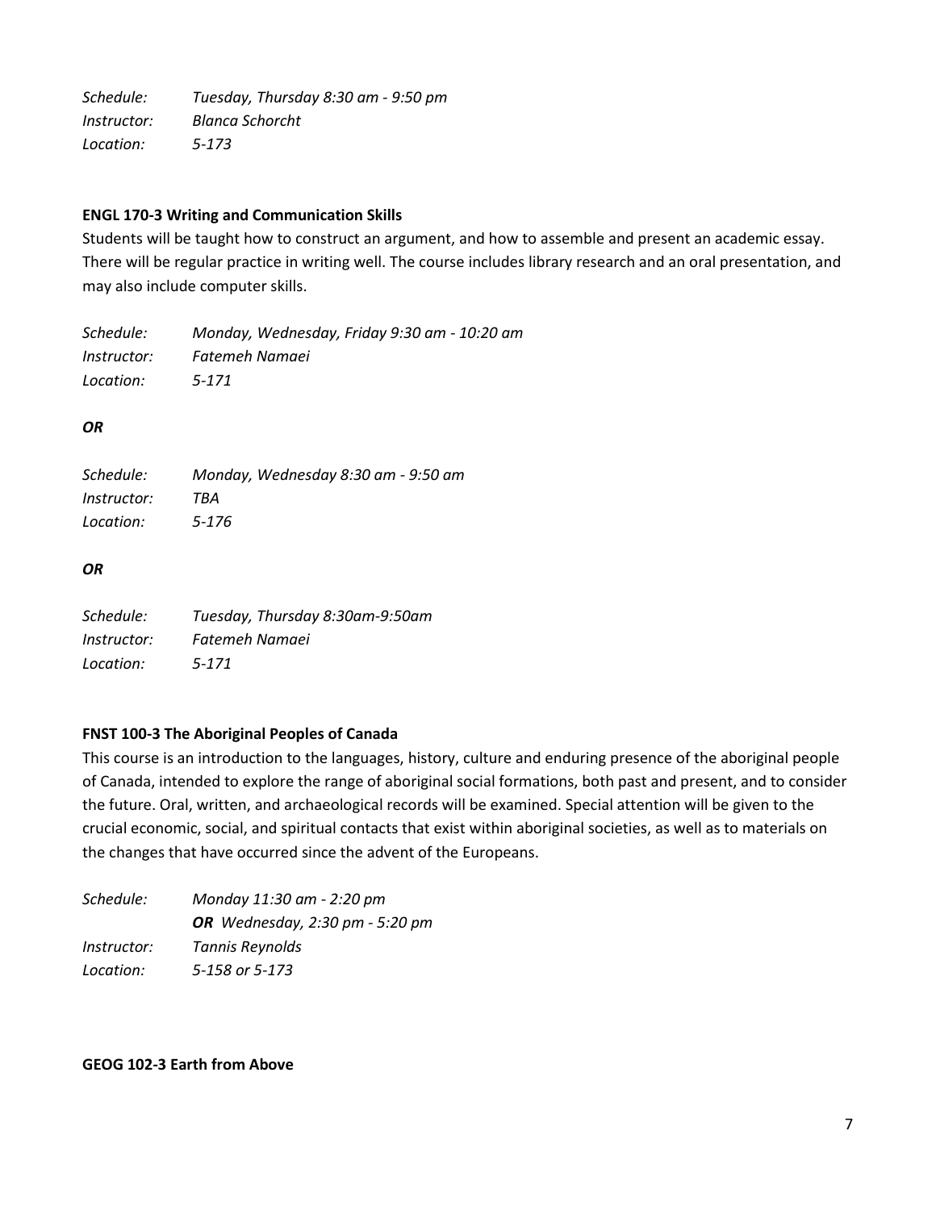*Schedule:* *Tuesday, Thursday 8:30 am - 9:50 pm*
*Instructor:* *Blanca Schorcht*
*Location:* *5-173*

**ENGL 170-3 Writing and Communication Skills**

Students will be taught how to construct an argument, and how to assemble and present an academic essay. There will be regular practice in writing well. The course includes library research and an oral presentation, and may also include computer skills.

*Schedule:* *Monday, Wednesday, Friday 9:30 am - 10:20 am*
*Instructor:* *Fatemeh Namaei*
*Location:* *5-171*

***OR***

*Schedule:* *Monday, Wednesday 8:30 am - 9:50 am*
*Instructor:* *TBA*
*Location:* *5-176*

***OR***

*Schedule:* *Tuesday, Thursday 8:30am-9:50am*
*Instructor:* *Fatemeh Namaei*
*Location:* *5-171*

**FNST 100-3 The Aboriginal Peoples of Canada**

This course is an introduction to the languages, history, culture and enduring presence of the aboriginal people of Canada, intended to explore the range of aboriginal social formations, both past and present, and to consider the future. Oral, written, and archaeological records will be examined. Special attention will be given to the crucial economic, social, and spiritual contacts that exist within aboriginal societies, as well as to materials on the changes that have occurred since the advent of the Europeans.

*Schedule:* *Monday 11:30 am - 2:20 pm*
***OR*** *Wednesday, 2:30 pm - 5:20 pm*
*Instructor:* *Tannis Reynolds*
*Location:* *5-158 or 5-173*

**GEOG 102-3 Earth from Above**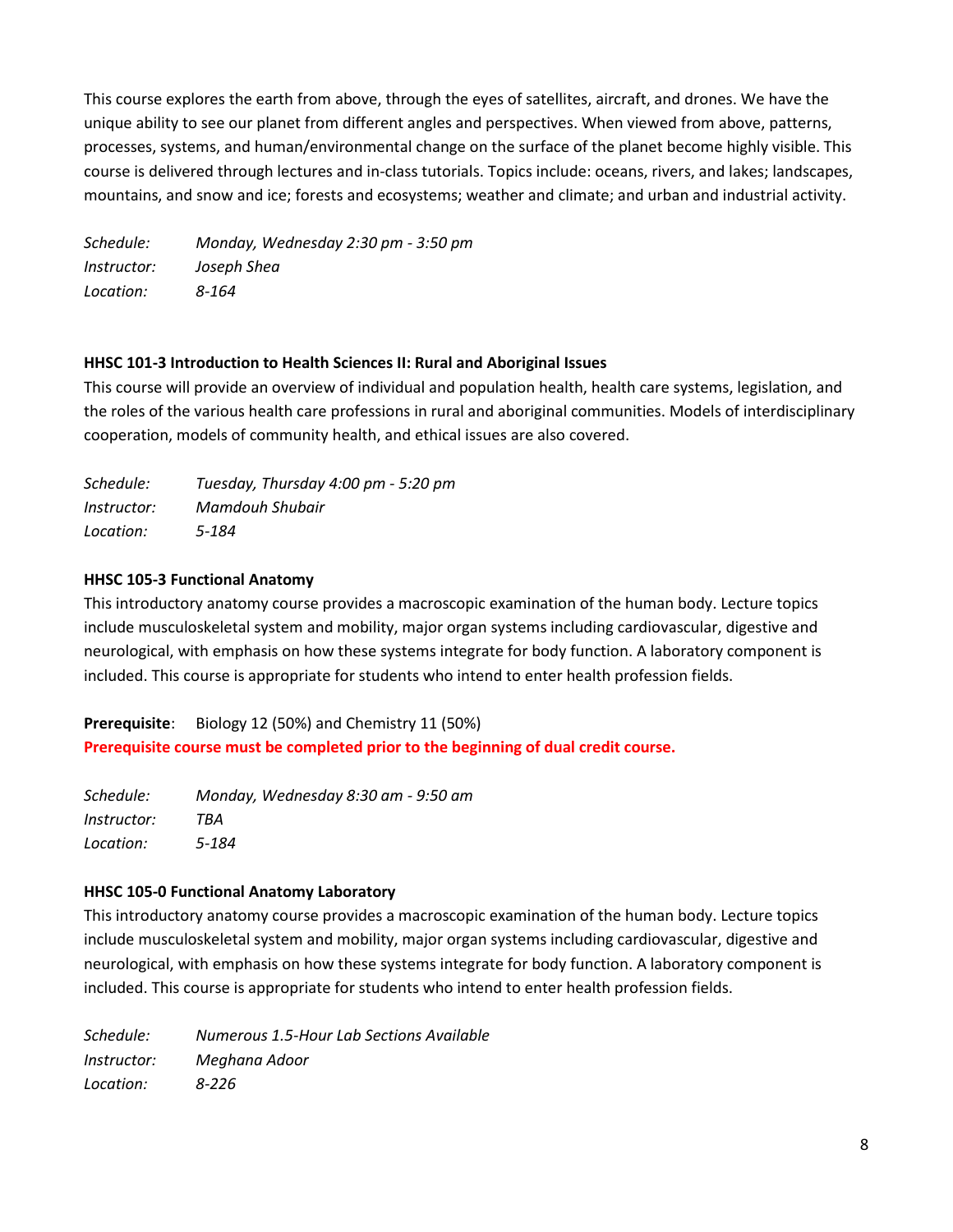This course explores the earth from above, through the eyes of satellites, aircraft, and drones. We have the unique ability to see our planet from different angles and perspectives. When viewed from above, patterns, processes, systems, and human/environmental change on the surface of the planet become highly visible. This course is delivered through lectures and in-class tutorials. Topics include: oceans, rivers, and lakes; landscapes, mountains, and snow and ice; forests and ecosystems; weather and climate; and urban and industrial activity.

*Schedule:* *Monday, Wednesday 2:30 pm - 3:50 pm*
*Instructor:* *Joseph Shea*
*Location:* *8-164*

**HHSC 101-3 Introduction to Health Sciences II: Rural and Aboriginal Issues**

This course will provide an overview of individual and population health, health care systems, legislation, and the roles of the various health care professions in rural and aboriginal communities. Models of interdisciplinary cooperation, models of community health, and ethical issues are also covered.

*Schedule:* *Tuesday, Thursday 4:00 pm - 5:20 pm*
*Instructor:* *Mamdouh Shubair*
*Location:* *5-184*

**HHSC 105-3 Functional Anatomy**

This introductory anatomy course provides a macroscopic examination of the human body. Lecture topics include musculoskeletal system and mobility, major organ systems including cardiovascular, digestive and neurological, with emphasis on how these systems integrate for body function. A laboratory component is included. This course is appropriate for students who intend to enter health profession fields.

**Prerequisite**: Biology 12 (50%) and Chemistry 11 (50%)
**Prerequisite course must be completed prior to the beginning of dual credit course.**

*Schedule:* *Monday, Wednesday 8:30 am - 9:50 am*
*Instructor:* *TBA*
*Location:* *5-184*

**HHSC 105-0 Functional Anatomy Laboratory**

This introductory anatomy course provides a macroscopic examination of the human body. Lecture topics include musculoskeletal system and mobility, major organ systems including cardiovascular, digestive and neurological, with emphasis on how these systems integrate for body function. A laboratory component is included. This course is appropriate for students who intend to enter health profession fields.

*Schedule:* *Numerous 1.5-Hour Lab Sections Available*
*Instructor:* *Meghana Adoor*
*Location:* *8-226*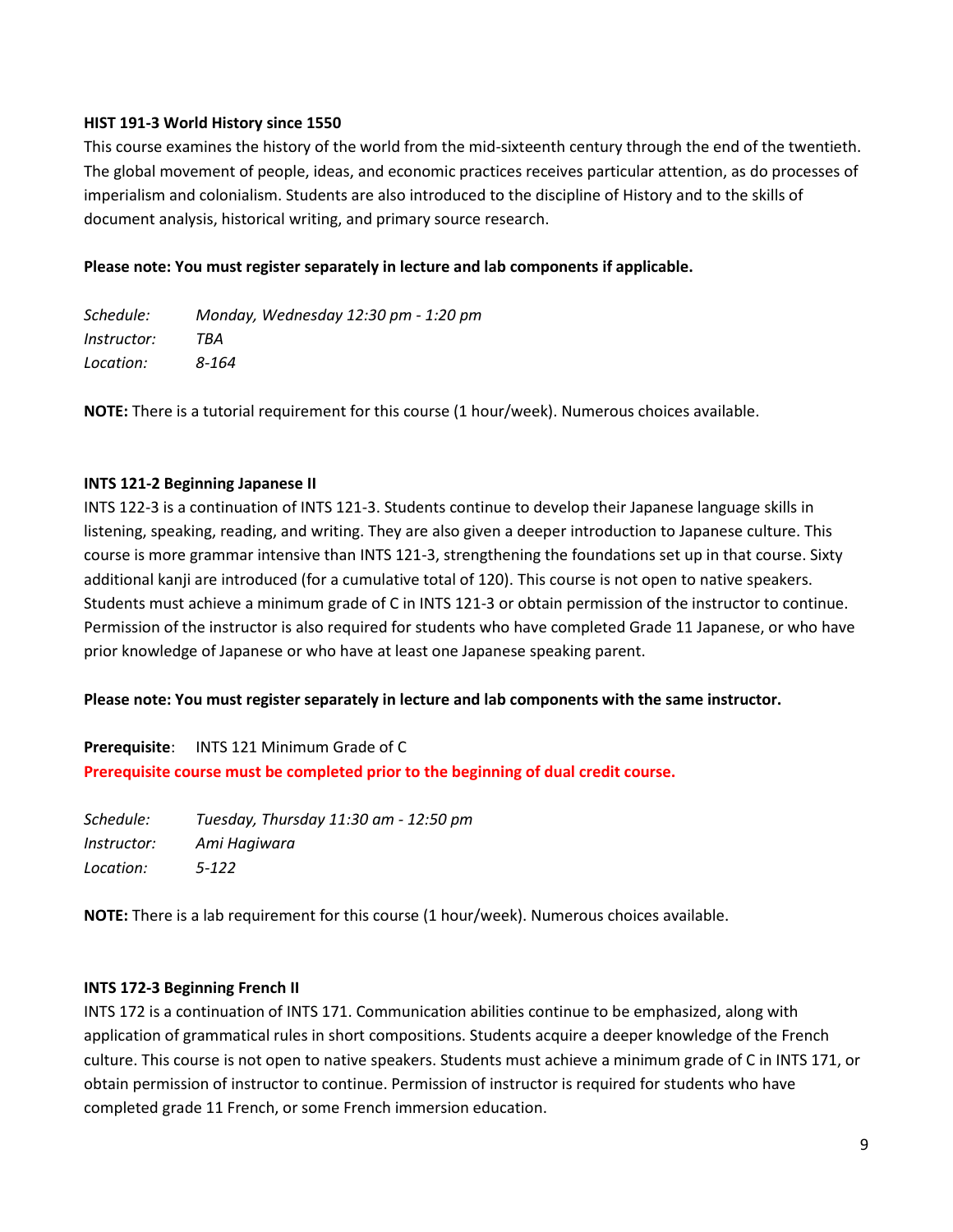**HIST 191-3 World History since 1550**

This course examines the history of the world from the mid-sixteenth century through the end of the twentieth. The global movement of people, ideas, and economic practices receives particular attention, as do processes of imperialism and colonialism. Students are also introduced to the discipline of History and to the skills of document analysis, historical writing, and primary source research.

**Please note: You must register separately in lecture and lab components if applicable.**

*Schedule:* *Monday, Wednesday 12:30 pm - 1:20 pm*
*Instructor:* *TBA*
*Location:* *8-164*

**NOTE:** There is a tutorial requirement for this course (1 hour/week). Numerous choices available.

**INTS 121-2 Beginning Japanese II**

INTS 122-3 is a continuation of INTS 121-3. Students continue to develop their Japanese language skills in listening, speaking, reading, and writing. They are also given a deeper introduction to Japanese culture. This course is more grammar intensive than INTS 121-3, strengthening the foundations set up in that course. Sixty additional kanji are introduced (for a cumulative total of 120). This course is not open to native speakers. Students must achieve a minimum grade of C in INTS 121-3 or obtain permission of the instructor to continue. Permission of the instructor is also required for students who have completed Grade 11 Japanese, or who have prior knowledge of Japanese or who have at least one Japanese speaking parent.

**Please note: You must register separately in lecture and lab components with the same instructor.**

**Prerequisite**: INTS 121 Minimum Grade of C
**Prerequisite course must be completed prior to the beginning of dual credit course.**

*Schedule:* *Tuesday, Thursday 11:30 am - 12:50 pm*
*Instructor:* *Ami Hagiwara*
*Location:* *5-122*

**NOTE:** There is a lab requirement for this course (1 hour/week). Numerous choices available.

**INTS 172-3 Beginning French II**

INTS 172 is a continuation of INTS 171. Communication abilities continue to be emphasized, along with application of grammatical rules in short compositions. Students acquire a deeper knowledge of the French culture. This course is not open to native speakers. Students must achieve a minimum grade of C in INTS 171, or obtain permission of instructor to continue. Permission of instructor is required for students who have completed grade 11 French, or some French immersion education.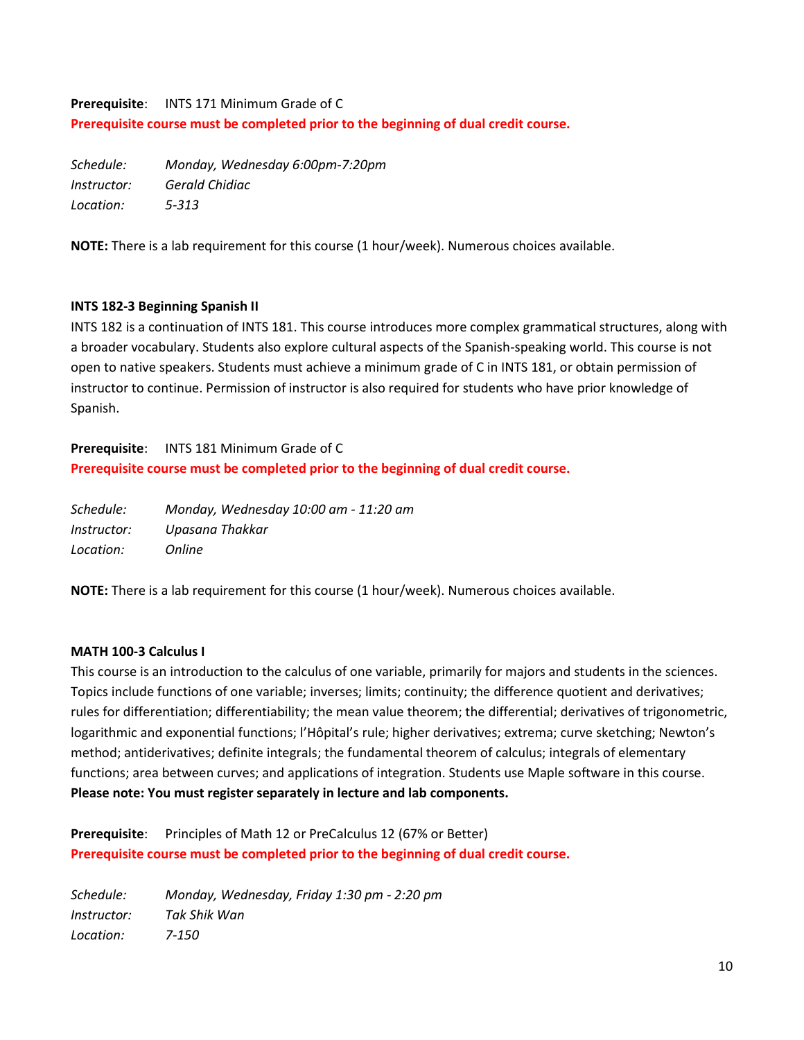**Prerequisite**: INTS 171 Minimum Grade of C

**Prerequisite course must be completed prior to the beginning of dual credit course.**

*Schedule:* *Monday, Wednesday 6:00pm-7:20pm*
*Instructor:* *Gerald Chidiac*
*Location:* *5-313*

**NOTE:** There is a lab requirement for this course (1 hour/week). Numerous choices available.

### INTS 182-3 Beginning Spanish II

INTS 182 is a continuation of INTS 181. This course introduces more complex grammatical structures, along with a broader vocabulary. Students also explore cultural aspects of the Spanish-speaking world. This course is not open to native speakers. Students must achieve a minimum grade of C in INTS 181, or obtain permission of instructor to continue. Permission of instructor is also required for students who have prior knowledge of Spanish.

**Prerequisite**: INTS 181 Minimum Grade of C

**Prerequisite course must be completed prior to the beginning of dual credit course.**

*Schedule:* *Monday, Wednesday 10:00 am - 11:20 am*
*Instructor:* *Upasana Thakkar*
*Location:* *Online*

**NOTE:** There is a lab requirement for this course (1 hour/week). Numerous choices available.

### MATH 100-3 Calculus I

This course is an introduction to the calculus of one variable, primarily for majors and students in the sciences. Topics include functions of one variable; inverses; limits; continuity; the difference quotient and derivatives; rules for differentiation; differentiability; the mean value theorem; the differential; derivatives of trigonometric, logarithmic and exponential functions; l'Hôpital's rule; higher derivatives; extrema; curve sketching; Newton's method; antiderivatives; definite integrals; the fundamental theorem of calculus; integrals of elementary functions; area between curves; and applications of integration. Students use Maple software in this course. **Please note: You must register separately in lecture and lab components.**

**Prerequisite**: Principles of Math 12 or PreCalculus 12 (67% or Better)

**Prerequisite course must be completed prior to the beginning of dual credit course.**

*Schedule:* *Monday, Wednesday, Friday 1:30 pm - 2:20 pm*
*Instructor:* *Tak Shik Wan*
*Location:* *7-150*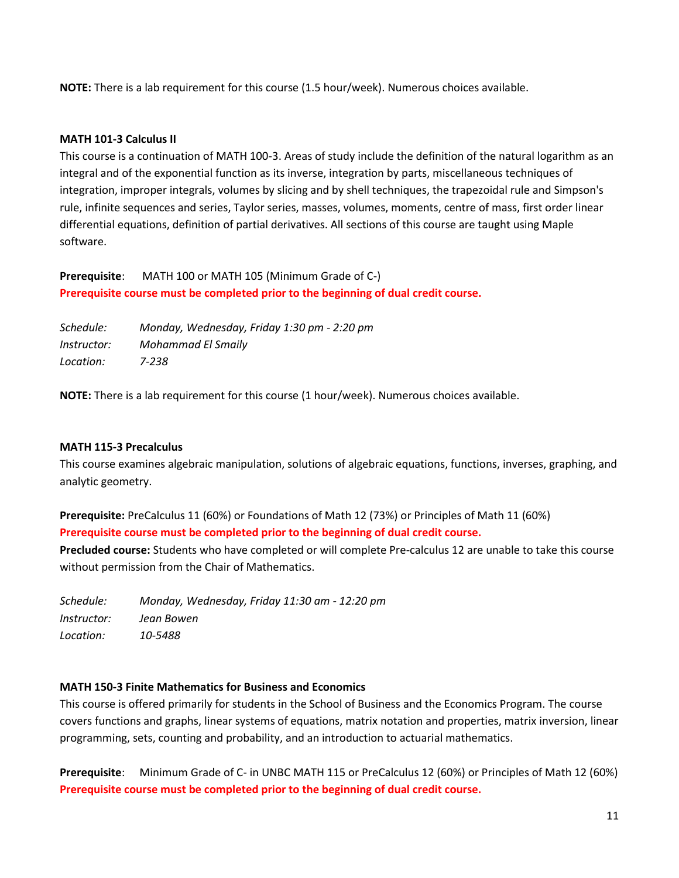**NOTE:** There is a lab requirement for this course (1.5 hour/week). Numerous choices available.

### MATH 101-3 Calculus II

This course is a continuation of MATH 100-3. Areas of study include the definition of the natural logarithm as an integral and of the exponential function as its inverse, integration by parts, miscellaneous techniques of integration, improper integrals, volumes by slicing and by shell techniques, the trapezoidal rule and Simpson's rule, infinite sequences and series, Taylor series, masses, volumes, moments, centre of mass, first order linear differential equations, definition of partial derivatives. All sections of this course are taught using Maple software.

**Prerequisite**: MATH 100 or MATH 105 (Minimum Grade of C-)
**Prerequisite course must be completed prior to the beginning of dual credit course.**

*Schedule:* *Monday, Wednesday, Friday 1:30 pm - 2:20 pm*
*Instructor:* *Mohammad El Smaily*
*Location:* *7-238*

**NOTE:** There is a lab requirement for this course (1 hour/week). Numerous choices available.

### MATH 115-3 Precalculus

This course examines algebraic manipulation, solutions of algebraic equations, functions, inverses, graphing, and analytic geometry.

**Prerequisite:** PreCalculus 11 (60%) or Foundations of Math 12 (73%) or Principles of Math 11 (60%)
**Prerequisite course must be completed prior to the beginning of dual credit course.**
**Precluded course:** Students who have completed or will complete Pre-calculus 12 are unable to take this course without permission from the Chair of Mathematics.

*Schedule:* *Monday, Wednesday, Friday 11:30 am - 12:20 pm*
*Instructor:* *Jean Bowen*
*Location:* *10-5488*

### MATH 150-3 Finite Mathematics for Business and Economics

This course is offered primarily for students in the School of Business and the Economics Program. The course covers functions and graphs, linear systems of equations, matrix notation and properties, matrix inversion, linear programming, sets, counting and probability, and an introduction to actuarial mathematics.

**Prerequisite**: Minimum Grade of C- in UNBC MATH 115 or PreCalculus 12 (60%) or Principles of Math 12 (60%)
**Prerequisite course must be completed prior to the beginning of dual credit course.**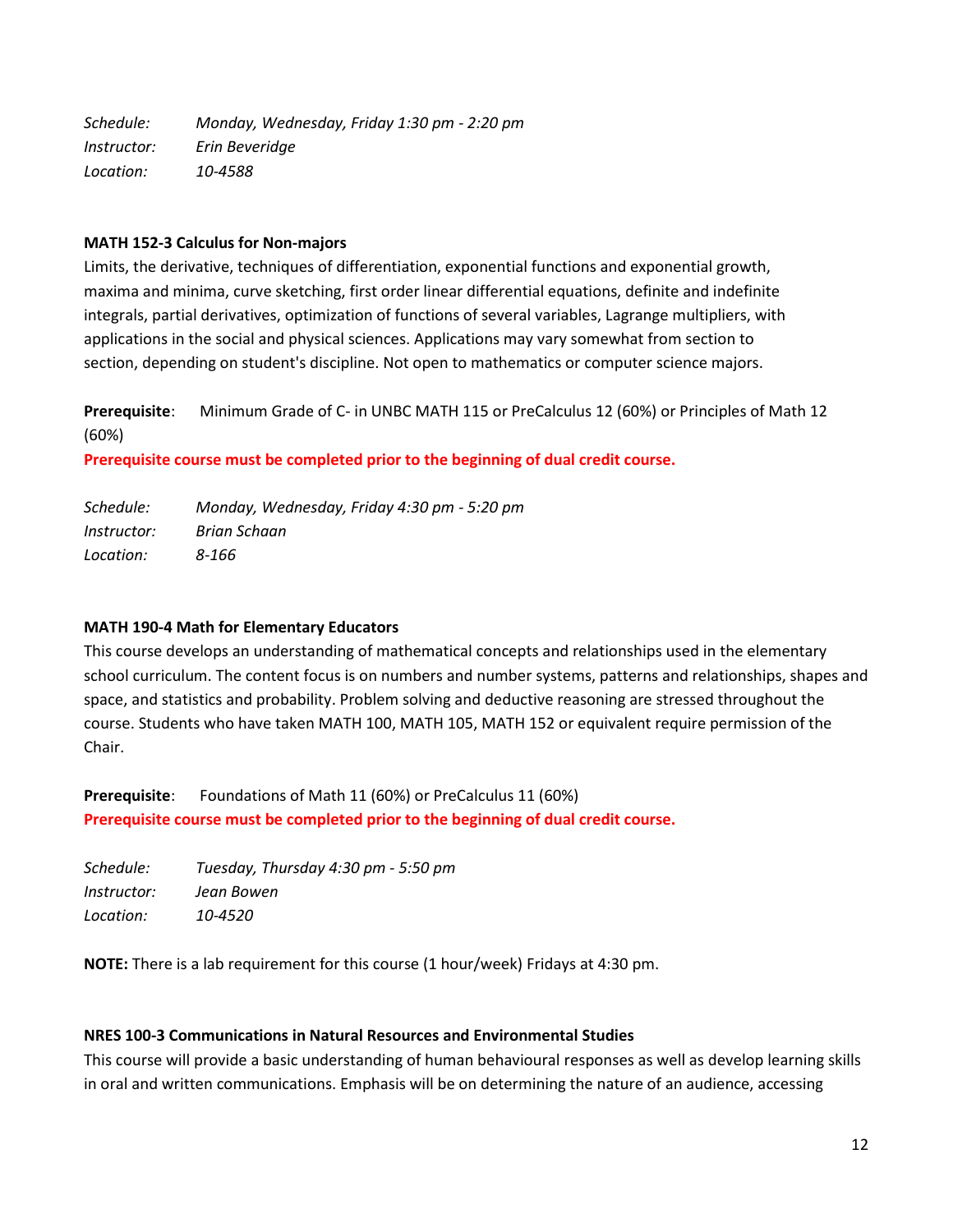*Schedule:* *Monday, Wednesday, Friday 1:30 pm - 2:20 pm*
*Instructor:* *Erin Beveridge*
*Location:* *10-4588*

**MATH 152-3 Calculus for Non-majors**

Limits, the derivative, techniques of differentiation, exponential functions and exponential growth, maxima and minima, curve sketching, first order linear differential equations, definite and indefinite integrals, partial derivatives, optimization of functions of several variables, Lagrange multipliers, with applications in the social and physical sciences. Applications may vary somewhat from section to section, depending on student's discipline. Not open to mathematics or computer science majors.

**Prerequisite**: Minimum Grade of C- in UNBC MATH 115 or PreCalculus 12 (60%) or Principles of Math 12 (60%)

**Prerequisite course must be completed prior to the beginning of dual credit course.**

*Schedule:* *Monday, Wednesday, Friday 4:30 pm - 5:20 pm*
*Instructor:* *Brian Schaan*
*Location:* *8-166*

**MATH 190-4 Math for Elementary Educators**

This course develops an understanding of mathematical concepts and relationships used in the elementary school curriculum. The content focus is on numbers and number systems, patterns and relationships, shapes and space, and statistics and probability. Problem solving and deductive reasoning are stressed throughout the course. Students who have taken MATH 100, MATH 105, MATH 152 or equivalent require permission of the Chair.

**Prerequisite**: Foundations of Math 11 (60%) or PreCalculus 11 (60%)

**Prerequisite course must be completed prior to the beginning of dual credit course.**

*Schedule:* *Tuesday, Thursday 4:30 pm - 5:50 pm*
*Instructor:* *Jean Bowen*
*Location:* *10-4520*

**NOTE:** There is a lab requirement for this course (1 hour/week) Fridays at 4:30 pm.

**NRES 100-3 Communications in Natural Resources and Environmental Studies**

This course will provide a basic understanding of human behavioural responses as well as develop learning skills in oral and written communications. Emphasis will be on determining the nature of an audience, accessing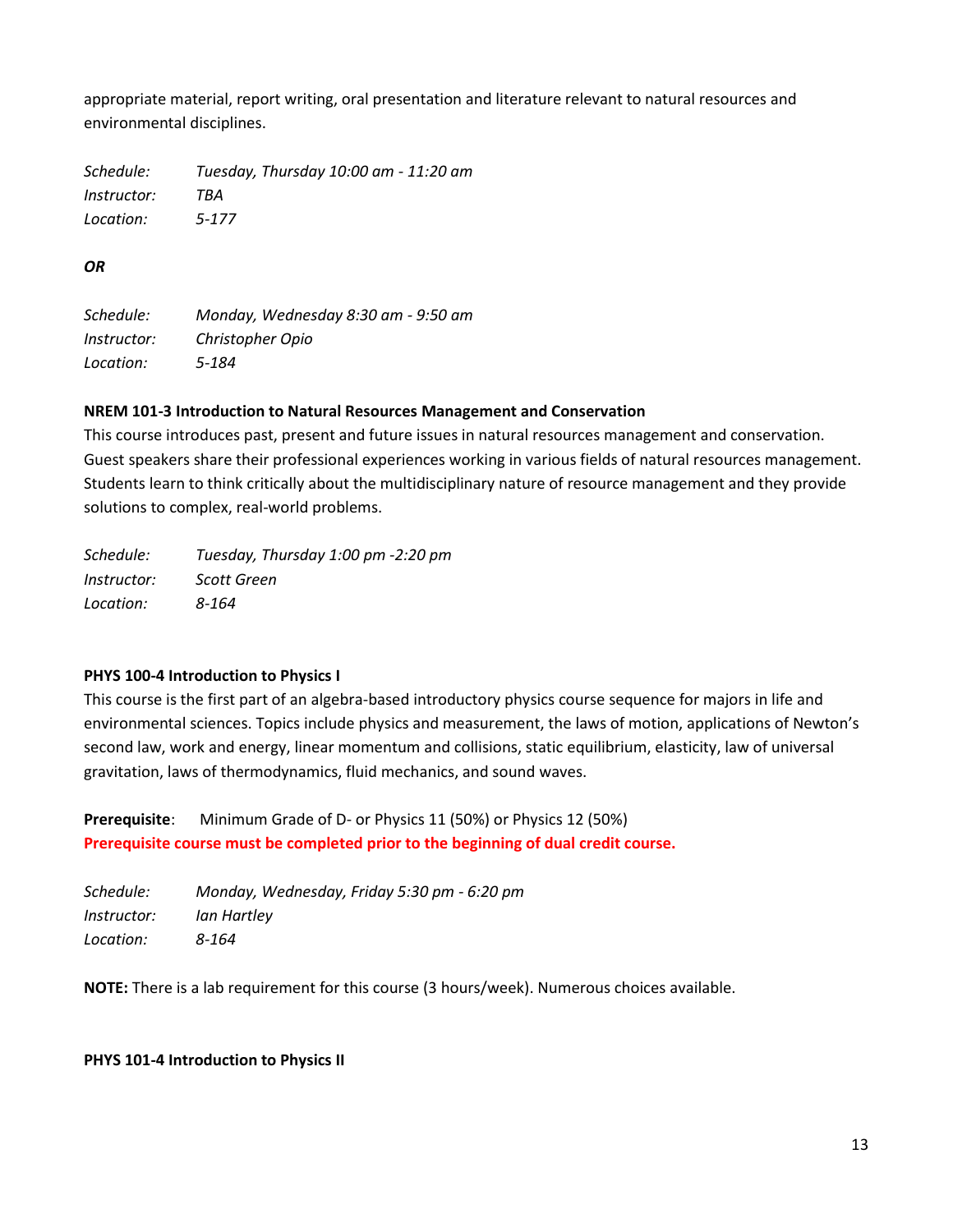appropriate material, report writing, oral presentation and literature relevant to natural resources and environmental disciplines.

*Schedule:* *Tuesday, Thursday 10:00 am - 11:20 am*
*Instructor:* *TBA*
*Location:* *5-177*

***OR***

*Schedule:* *Monday, Wednesday 8:30 am - 9:50 am*
*Instructor:* *Christopher Opio*
*Location:* *5-184*

**NREM 101-3 Introduction to Natural Resources Management and Conservation**

This course introduces past, present and future issues in natural resources management and conservation. Guest speakers share their professional experiences working in various fields of natural resources management. Students learn to think critically about the multidisciplinary nature of resource management and they provide solutions to complex, real-world problems.

*Schedule:* *Tuesday, Thursday 1:00 pm -2:20 pm*
*Instructor:* *Scott Green*
*Location:* *8-164*

**PHYS 100-4 Introduction to Physics I**

This course is the first part of an algebra-based introductory physics course sequence for majors in life and environmental sciences. Topics include physics and measurement, the laws of motion, applications of Newton's second law, work and energy, linear momentum and collisions, static equilibrium, elasticity, law of universal gravitation, laws of thermodynamics, fluid mechanics, and sound waves.

**Prerequisite**: Minimum Grade of D- or Physics 11 (50%) or Physics 12 (50%)
**Prerequisite course must be completed prior to the beginning of dual credit course.**

*Schedule:* *Monday, Wednesday, Friday 5:30 pm - 6:20 pm*
*Instructor:* *Ian Hartley*
*Location:* *8-164*

**NOTE:** There is a lab requirement for this course (3 hours/week). Numerous choices available.

**PHYS 101-4 Introduction to Physics II**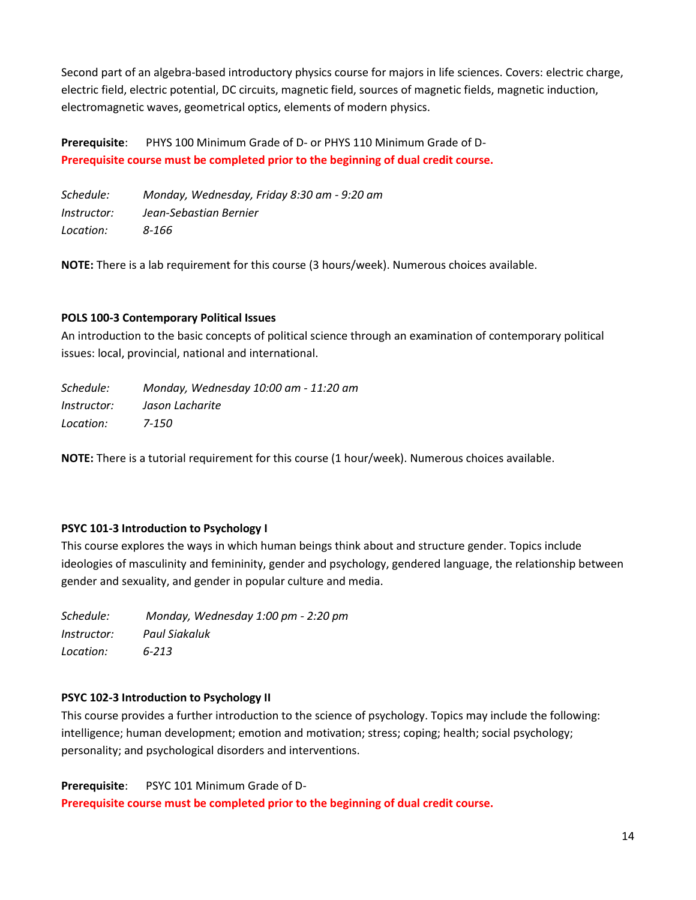Second part of an algebra-based introductory physics course for majors in life sciences. Covers: electric charge, electric field, electric potential, DC circuits, magnetic field, sources of magnetic fields, magnetic induction, electromagnetic waves, geometrical optics, elements of modern physics.

**Prerequisite**: PHYS 100 Minimum Grade of D- or PHYS 110 Minimum Grade of D-
**Prerequisite course must be completed prior to the beginning of dual credit course.**

*Schedule:* *Monday, Wednesday, Friday 8:30 am - 9:20 am*
*Instructor:* *Jean-Sebastian Bernier*
*Location:* *8-166*

**NOTE:** There is a lab requirement for this course (3 hours/week). Numerous choices available.

**POLS 100-3 Contemporary Political Issues**
An introduction to the basic concepts of political science through an examination of contemporary political issues: local, provincial, national and international.

*Schedule:* *Monday, Wednesday 10:00 am - 11:20 am*
*Instructor:* *Jason Lacharite*
*Location:* *7-150*

**NOTE:** There is a tutorial requirement for this course (1 hour/week). Numerous choices available.

**PSYC 101-3 Introduction to Psychology I**
This course explores the ways in which human beings think about and structure gender. Topics include ideologies of masculinity and femininity, gender and psychology, gendered language, the relationship between gender and sexuality, and gender in popular culture and media.

*Schedule:* *Monday, Wednesday 1:00 pm - 2:20 pm*
*Instructor:* *Paul Siakaluk*
*Location:* *6-213*

**PSYC 102-3 Introduction to Psychology II**
This course provides a further introduction to the science of psychology. Topics may include the following: intelligence; human development; emotion and motivation; stress; coping; health; social psychology; personality; and psychological disorders and interventions.

**Prerequisite**: PSYC 101 Minimum Grade of D-
**Prerequisite course must be completed prior to the beginning of dual credit course.**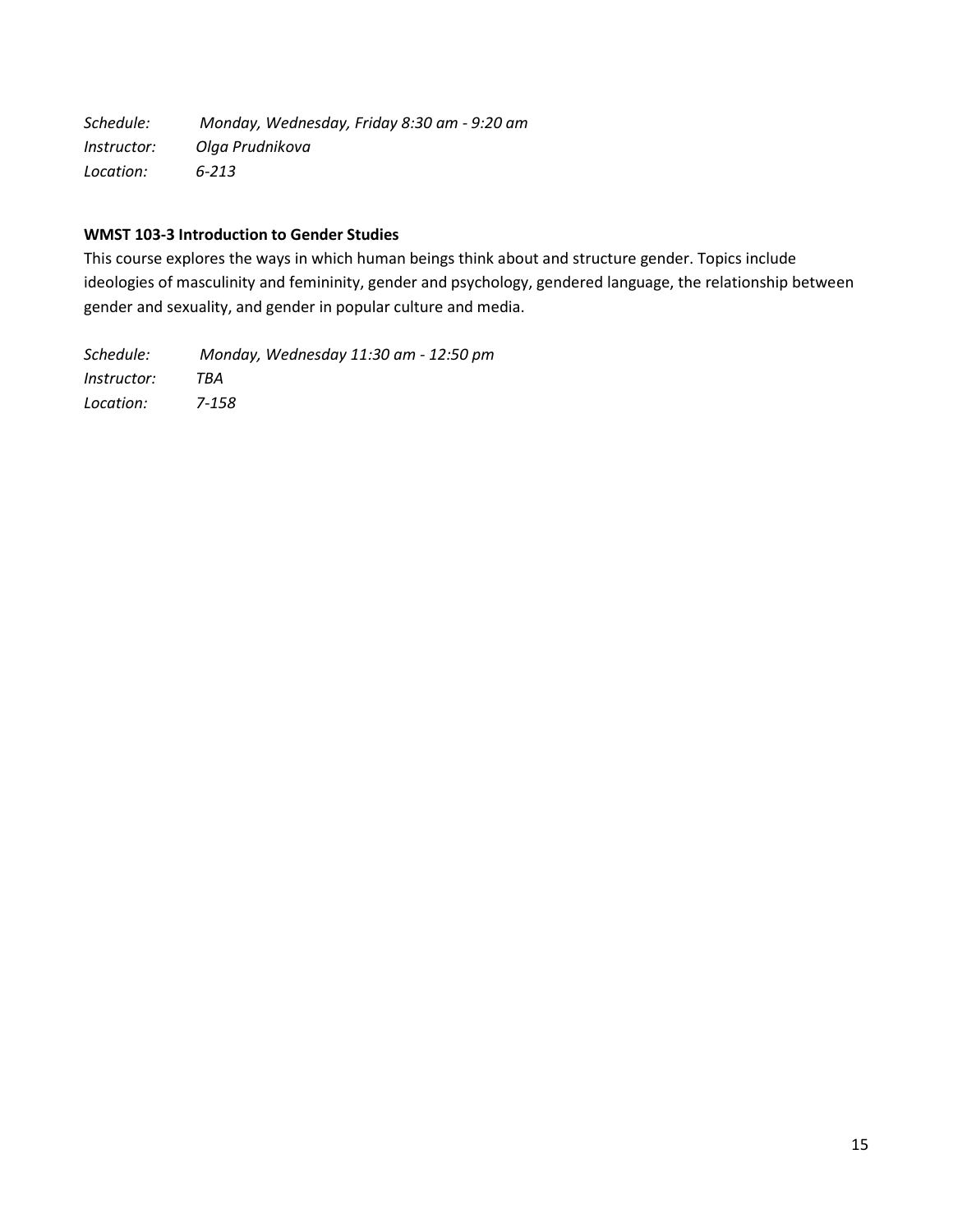*Schedule:* *Monday, Wednesday, Friday 8:30 am - 9:20 am*
*Instructor:* *Olga Prudnikova*
*Location:* *6-213*

**WMST 103-3 Introduction to Gender Studies**

This course explores the ways in which human beings think about and structure gender. Topics include ideologies of masculinity and femininity, gender and psychology, gendered language, the relationship between gender and sexuality, and gender in popular culture and media.

*Schedule:* *Monday, Wednesday 11:30 am - 12:50 pm*
*Instructor:* *TBA*
*Location:* *7-158*